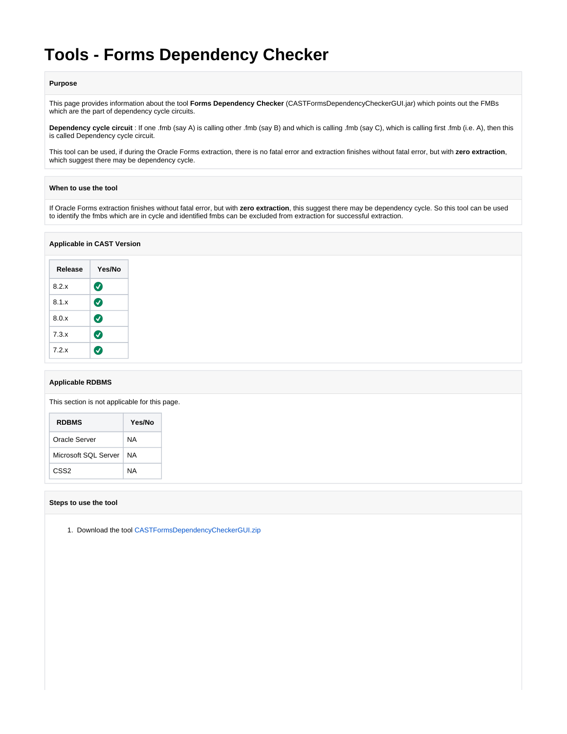# Tools - Forms Dependency Checker

**Purpose**

This page provides information about the tool **Forms Dependency Checker** (CASTFormsDependencyCheckerGUI.jar) which points out the FMBs which are the part of dependency cycle circuits.

**Dependency cycle circuit** : If one .fmb (say A) is calling other .fmb (say B) and which is calling .fmb (say C), which is calling first .fmb (i.e. A), then this is called Dependency cycle circuit.

This tool can be used, if during the Oracle Forms extraction, there is no fatal error and extraction finishes without fatal error, but with **zero extraction**, which suggest there may be dependency cycle.

**When to use the tool**

If Oracle Forms extraction finishes without fatal error, but with **zero extraction**, this suggest there may be dependency cycle. So this tool can be used to identify the fmbs which are in cycle and identified fmbs can be excluded from extraction for successful extraction.

**Applicable in CAST Version**

| Release | Yes/No |
| --- | --- |
| 8.2.x | ✅ |
| 8.1.x | ✅ |
| 8.0.x | ✅ |
| 7.3.x | ✅ |
| 7.2.x | ✅ |

**Applicable RDBMS**

This section is not applicable for this page.

| RDBMS | Yes/No |
| --- | --- |
| Oracle Server | NA |
| Microsoft SQL Server | NA |
| CSS2 | NA |

**Steps to use the tool**

1. Download the tool CASTFormsDependencyCheckerGUI.zip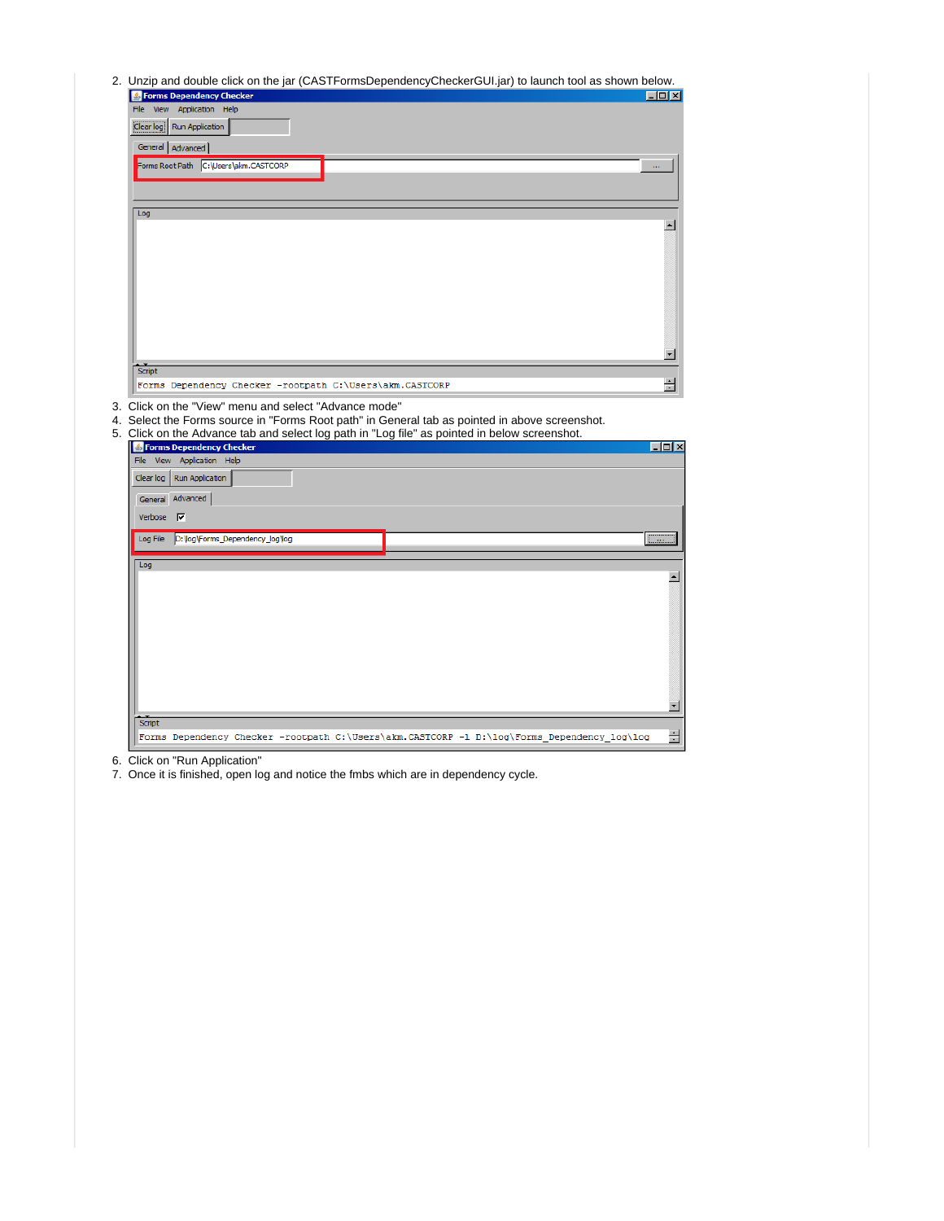2. Unzip and double click on the jar (CASTFormsDependencyCheckerGUI.jar) to launch tool as shown below.

3. Click on the "View" menu and select "Advance mode"
4. Select the Forms source in "Forms Root path" in General tab as pointed in above screenshot.
5. Click on the Advance tab and select log path in "Log file" as pointed in below screenshot.

6. Click on "Run Application"
7. Once it is finished, open log and notice the fmbs which are in dependency cycle.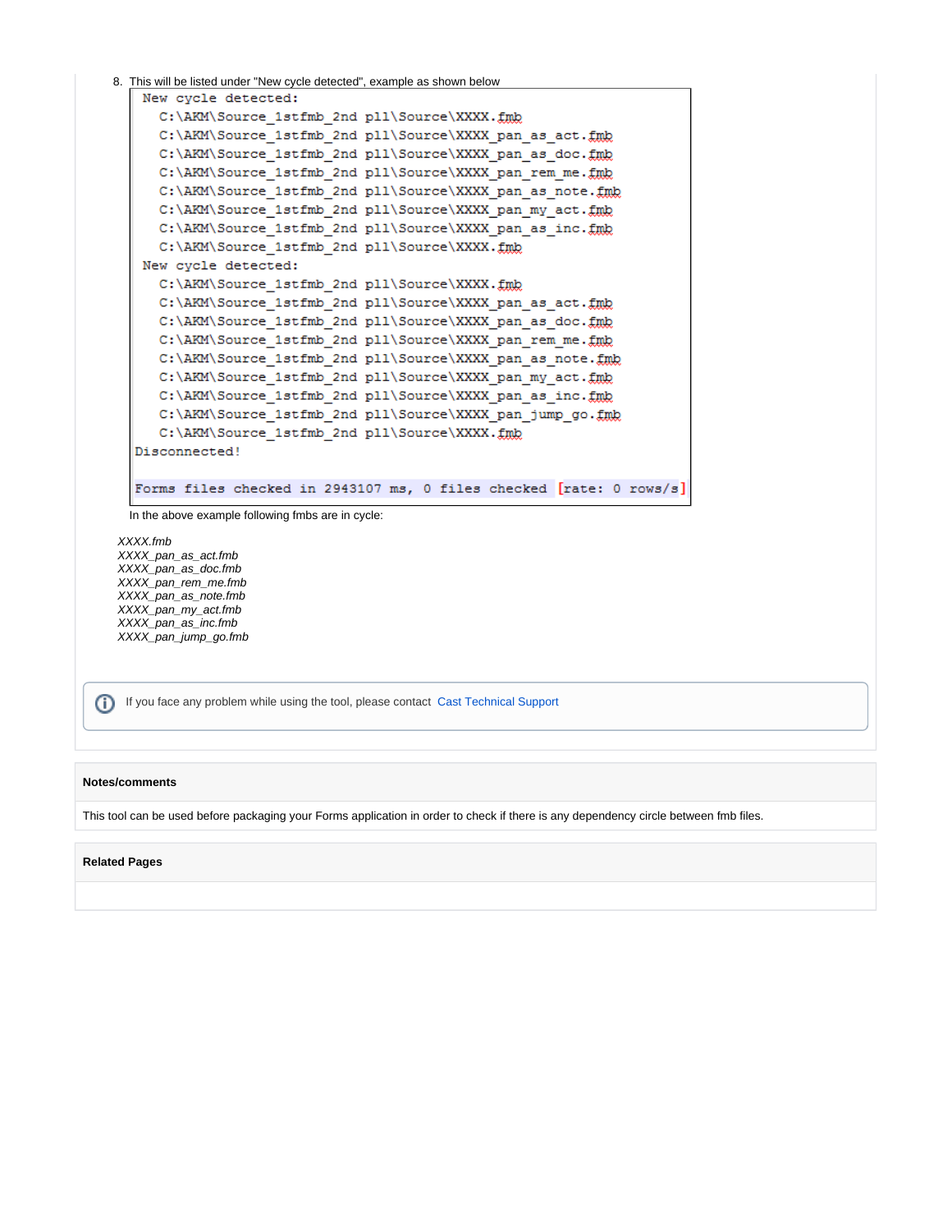8. This will be listed under "New cycle detected", example as shown below

```
 New cycle detected:
   C:\AKM\Source_1stfmb_2nd pll\Source\XXXX.fmb
   C:\AKM\Source_1stfmb_2nd pll\Source\XXXX_pan_as_act.fmb
   C:\AKM\Source_1stfmb_2nd pll\Source\XXXX_pan_as_doc.fmb
   C:\AKM\Source_1stfmb_2nd pll\Source\XXXX_pan_rem_me.fmb
   C:\AKM\Source_1stfmb_2nd pll\Source\XXXX_pan_as_note.fmb
   C:\AKM\Source_1stfmb_2nd pll\Source\XXXX_pan_my_act.fmb
   C:\AKM\Source_1stfmb_2nd pll\Source\XXXX_pan_as_inc.fmb
   C:\AKM\Source_1stfmb_2nd pll\Source\XXXX.fmb
 New cycle detected:
   C:\AKM\Source_1stfmb_2nd pll\Source\XXXX.fmb
   C:\AKM\Source_1stfmb_2nd pll\Source\XXXX_pan_as_act.fmb
   C:\AKM\Source_1stfmb_2nd pll\Source\XXXX_pan_as_doc.fmb
   C:\AKM\Source_1stfmb_2nd pll\Source\XXXX_pan_rem_me.fmb
   C:\AKM\Source_1stfmb_2nd pll\Source\XXXX_pan_as_note.fmb
   C:\AKM\Source_1stfmb_2nd pll\Source\XXXX_pan_my_act.fmb
   C:\AKM\Source_1stfmb_2nd pll\Source\XXXX_pan_as_inc.fmb
   C:\AKM\Source_1stfmb_2nd pll\Source\XXXX_pan_jump_go.fmb
   C:\AKM\Source_1stfmb_2nd pll\Source\XXXX.fmb
Disconnected!

Forms files checked in 2943107 ms, 0 files checked [rate: 0 rows/s]
```

In the above example following fmbs are in cycle:

*XXXX.fmb*
*XXXX_pan_as_act.fmb*
*XXXX_pan_as_doc.fmb*
*XXXX_pan_rem_me.fmb*
*XXXX_pan_as_note.fmb*
*XXXX_pan_my_act.fmb*
*XXXX_pan_as_inc.fmb*
*XXXX_pan_jump_go.fmb*

> ⓘ If you face any problem while using the tool, please contact Cast Technical Support

**Notes/comments**

This tool can be used before packaging your Forms application in order to check if there is any dependency circle between fmb files.

**Related Pages**